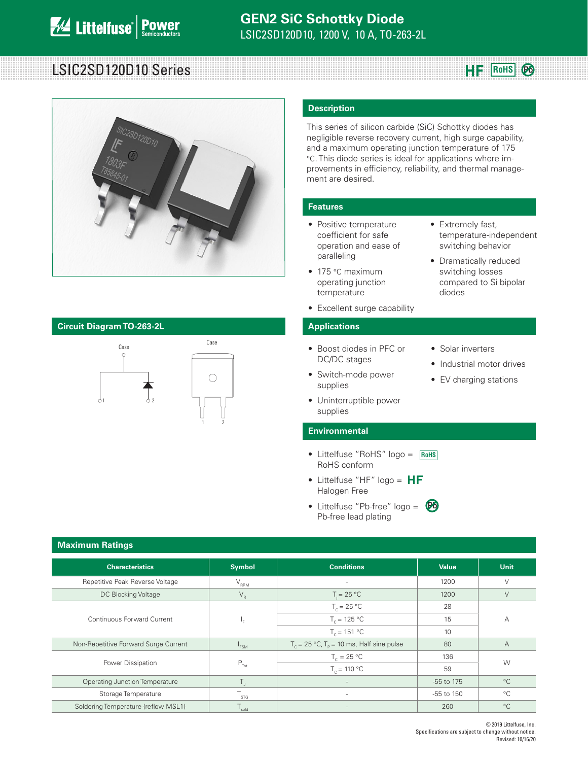# GEN2 SiC Schottky Diode

LSIC2SD120D10, 1200 V, 10 A, TO-263-2L

## LSIC2SD120D10 Series

HF RoHS Pb

## Description

This series of silicon carbide (SiC) Schottky diodes has negligible reverse recovery current, high surge capability, and a maximum operating junction temperature of 175 °C. This diode series is ideal for applications where improvements in efficiency, reliability, and thermal management are desired.

## Features

- Positive temperature coefficient for safe operation and ease of paralleling
- 175 °C maximum operating junction temperature
- Excellent surge capability
- Extremely fast, temperature-independent switching behavior
- Dramatically reduced switching losses compared to Si bipolar diodes

## Circuit Diagram TO-263-2L

Case

1 2

## Applications

- Boost diodes in PFC or DC/DC stages
- Switch-mode power supplies
- Uninterruptible power supplies
- Solar inverters
- Industrial motor drives
- EV charging stations

## Environmental

- Littelfuse "RoHS" logo = RoHS conform
- Littelfuse "HF" logo = HF Halogen Free
- Littelfuse "Pb-free" logo = Pb-free lead plating

## Maximum Ratings

| Characteristics | Symbol | Conditions | Value | Unit |
|---|---|---|---|---|
| Repetitive Peak Reverse Voltage | $V_{RRM}$ | - | 1200 | V |
| DC Blocking Voltage | $V_R$ | $T_J$ = 25 °C | 1200 | V |
| Continuous Forward Current | $I_F$ | $T_C$ = 25 °C | 28 | A |
| | | $T_C$ = 125 °C | 15 | |
| | | $T_C$ = 151 °C | 10 | |
| Non-Repetitive Forward Surge Current | $I_{FSM}$ | $T_C$ = 25 °C, $T_P$ = 10 ms, Half sine pulse | 80 | A |
| Power Dissipation | $P_{Tot}$ | $T_C$ = 25 °C | 136 | W |
| | | $T_C$ = 110 °C | 59 | |
| Operating Junction Temperature | $T_J$ | - | -55 to 175 | °C |
| Storage Temperature | $T_{STG}$ | - | -55 to 150 | °C |
| Soldering Temperature (reflow MSL1) | $T_{sold}$ | - | 260 | °C |

© 2019 Littelfuse, Inc.
Specifications are subject to change without notice.
Revised: 10/16/20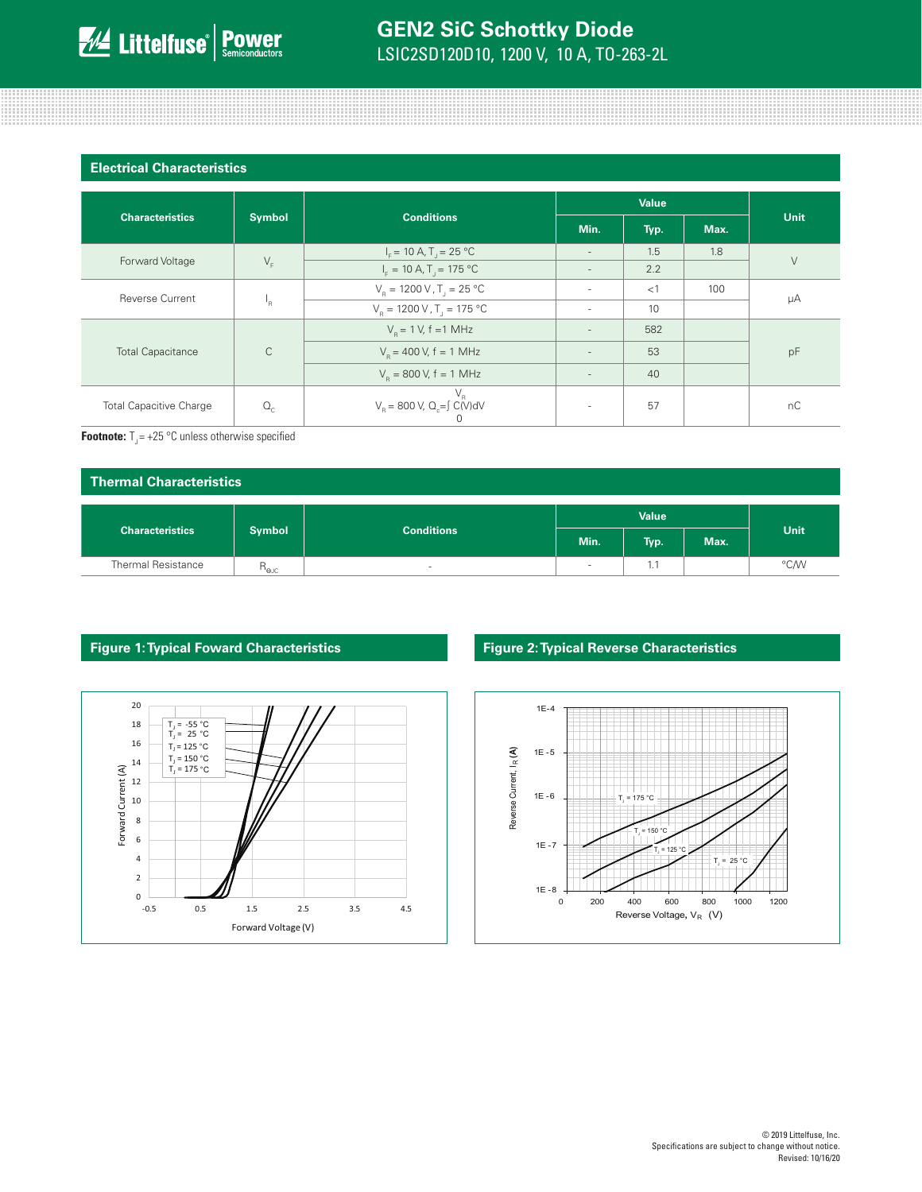## Electrical Characteristics

| Characteristics | Symbol | Conditions | Value | | | Unit |
|---|---|---|---|---|---|---|
| | | | Min. | Typ. | Max. | |
| Forward Voltage | $V_F$ | $I_F$ = 10 A, $T_J$ = 25 °C | - | 1.5 | 1.8 | V |
| | | $I_F$ = 10 A, $T_J$ = 175 °C | - | 2.2 | | |
| Reverse Current | $I_R$ | $V_R$ = 1200 V, $T_J$ = 25 °C | - | <1 | 100 | μA |
| | | $V_R$ = 1200 V, $T_J$ = 175 °C | - | 10 | | |
| Total Capacitance | C | $V_R$ = 1 V, f =1 MHz | - | 582 | | pF |
| | | $V_R$ = 400 V, f = 1 MHz | - | 53 | | |
| | | $V_R$ = 800 V, f = 1 MHz | - | 40 | | |
| Total Capacitive Charge | $Q_C$ | $V_R$ = 800 V, $Q_c=\int_0^{V_R} C(V)dV$ | - | 57 | | nC |

**Footnote:** $T_J$ = +25 °C unless otherwise specified

## Thermal Characteristics

| Characteristics | Symbol | Conditions | Value | | | Unit |
|---|---|---|---|---|---|---|
| | | | Min. | Typ. | Max. | |
| Thermal Resistance | $R_{\theta JC}$ | - | - | 1.1 | | °C/W |

## Figure 1: Typical Foward Characteristics

## Figure 2: Typical Reverse Characteristics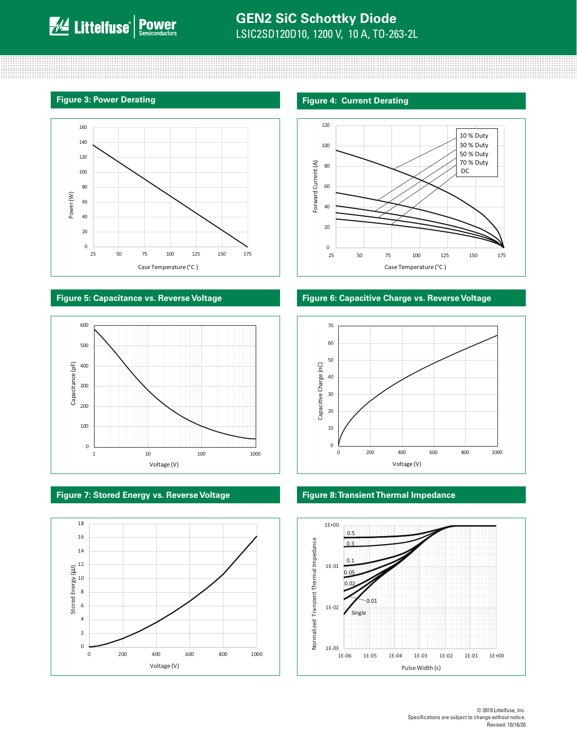## Figure 3: Power Derating

Power (W)

Case Temperature (°C )

## Figure 4: Current Derating

10 % Duty
30 % Duty
50 % Duty
70 % Duty
DC

Forward Current (A)

Case Temperature (°C )

## Figure 5: Capacitance vs. Reverse Voltage

Capacitance (pF)

Voltage (V)

## Figure 6: Capacitive Charge vs. Reverse Voltage

Capacitive Charge (nC)

Voltage (V)

## Figure 7: Stored Energy vs. Reverse Voltage

Stored Energy (μJ)

Voltage (V)

## Figure 8: Transient Thermal Impedance

Normalized Transient Thermal Impedance

Pulse Width (s)

© 2019 Littelfuse, Inc.
Specifications are subject to change without notice.
Revised: 10/16/20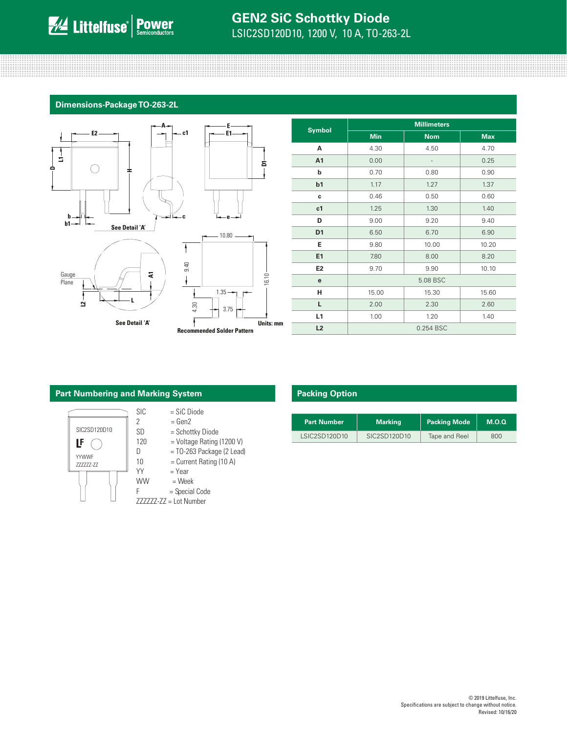## Dimensions-Package TO-263-2L

See Detail 'A'

Gauge Plane

See Detail 'A'

Recommended Solder Pattern

Units: mm

| Symbol | Millimeters | | |
|---|---|---|---|
| | Min | Nom | Max |
| A | 4.30 | 4.50 | 4.70 |
| A1 | 0.00 | - | 0.25 |
| b | 0.70 | 0.80 | 0.90 |
| b1 | 1.17 | 1.27 | 1.37 |
| c | 0.46 | 0.50 | 0.60 |
| c1 | 1.25 | 1.30 | 1.40 |
| D | 9.00 | 9.20 | 9.40 |
| D1 | 6.50 | 6.70 | 6.90 |
| E | 9.80 | 10.00 | 10.20 |
| E1 | 7.80 | 8.00 | 8.20 |
| E2 | 9.70 | 9.90 | 10.10 |
| e | 5.08 BSC | | |
| H | 15.00 | 15.30 | 15.60 |
| L | 2.00 | 2.30 | 2.60 |
| L1 | 1.00 | 1.20 | 1.40 |
| L2 | 0.254 BSC | | |

## Part Numbering and Marking System

SIC2SD120D10
YYWWF
ZZZZZZ-ZZ

SIC = SiC Diode
2 = Gen2
SD = Schottky Diode
120 = Voltage Rating (1200 V)
D = TO-263 Package (2 Lead)
10 = Current Rating (10 A)
YY = Year
WW = Week
F = Special Code
ZZZZZZ-ZZ = Lot Number

## Packing Option

| Part Number | Marking | Packing Mode | M.O.Q |
|---|---|---|---|
| LSIC2SD120D10 | SIC2SD120D10 | Tape and Reel | 800 |

© 2019 Littelfuse, Inc.
Specifications are subject to change without notice.
Revised: 10/16/20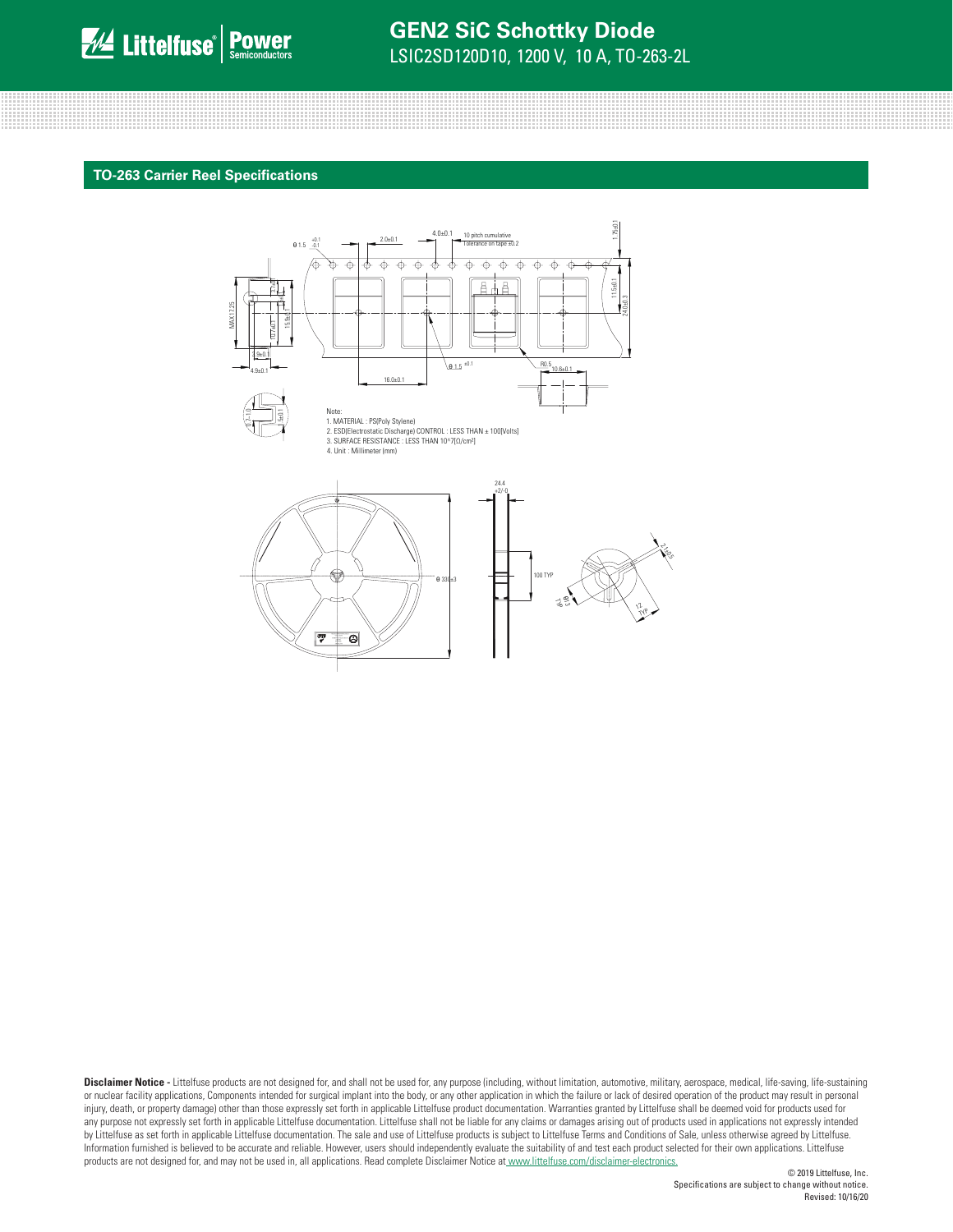## TO-263 Carrier Reel Specifications

Ø 1.5 +0.1/-0.1

2.0±0.1

4.0±0.1

10 pitch cumulative tolerance on tape ±0.2

1.75±0.1

11.5±0.1

24.0±0.3

MAX17.25

10.7±0.1

15.9±0.1

4.9±0.1

1.9±0.1

Ø 1.5 +0.1

16.0±0.1

R0.5

10.6±0.1

0.7~1.0

5±0.1

Note:
1. MATERIAL : PS(Poly Stylene)
2. ESD(Electrostatic Discharge) CONTROL : LESS THAN ± 100[Volts]
3. SURFACE RESISTANCE : LESS THAN 10^7[Ω/cm²]
4. Unit : Millimeter (mm)

24.4 +2/-0

Ø 330±3

100 TYP

2.1±0.5

Ø13 TYP

12 TYP

**Disclaimer Notice -** Littelfuse products are not designed for, and shall not be used for, any purpose (including, without limitation, automotive, military, aerospace, medical, life-saving, life-sustaining or nuclear facility applications, Components intended for surgical implant into the body, or any other application in which the failure or lack of desired operation of the product may result in personal injury, death, or property damage) other than those expressly set forth in applicable Littelfuse product documentation. Warranties granted by Littelfuse shall be deemed void for products used for any purpose not expressly set forth in applicable Littelfuse documentation. Littelfuse shall not be liable for any claims or damages arising out of products used in applications not expressly intended by Littelfuse as set forth in applicable Littelfuse documentation. The sale and use of Littelfuse products is subject to Littelfuse Terms and Conditions of Sale, unless otherwise agreed by Littelfuse. Information furnished is believed to be accurate and reliable. However, users should independently evaluate the suitability of and test each product selected for their own applications. Littelfuse products are not designed for, and may not be used in, all applications. Read complete Disclaimer Notice at www.littelfuse.com/disclaimer-electronics.

© 2019 Littelfuse, Inc.
Specifications are subject to change without notice.
Revised: 10/16/20